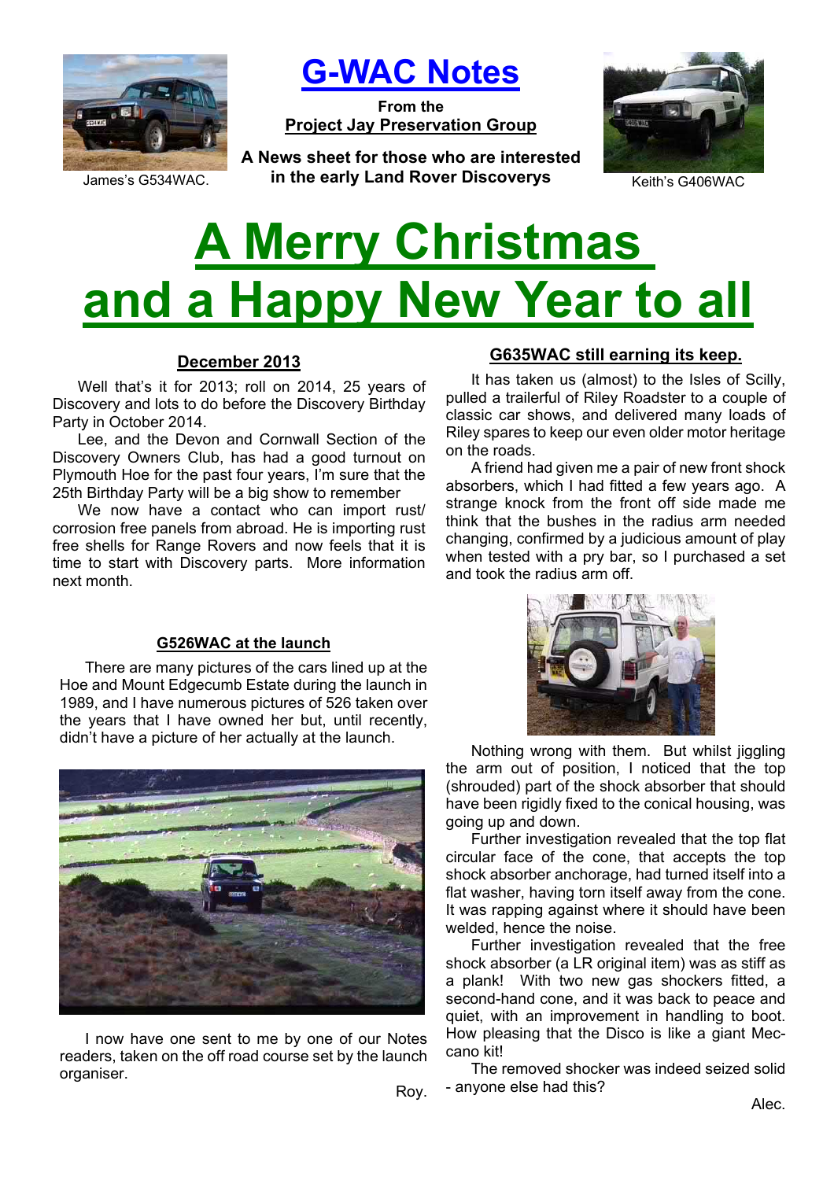James's G534WAC.

# G-WAC Notes

**From the**
**Project Jay Preservation Group**

**A News sheet for those who are interested in the early Land Rover Discoverys**

Keith's G406WAC

# A Merry Christmas and a Happy New Year to all

## December 2013

Well that's it for 2013; roll on 2014, 25 years of Discovery and lots to do before the Discovery Birthday Party in October 2014.

Lee, and the Devon and Cornwall Section of the Discovery Owners Club, has had a good turnout on Plymouth Hoe for the past four years, I'm sure that the 25th Birthday Party will be a big show to remember

We now have a contact who can import rust/corrosion free panels from abroad. He is importing rust free shells for Range Rovers and now feels that it is time to start with Discovery parts. More information next month.

## G526WAC at the launch

There are many pictures of the cars lined up at the Hoe and Mount Edgecumb Estate during the launch in 1989, and I have numerous pictures of 526 taken over the years that I have owned her but, until recently, didn't have a picture of her actually at the launch.

I now have one sent to me by one of our Notes readers, taken on the off road course set by the launch organiser.

Roy.

## G635WAC still earning its keep.

It has taken us (almost) to the Isles of Scilly, pulled a trailerful of Riley Roadster to a couple of classic car shows, and delivered many loads of Riley spares to keep our even older motor heritage on the roads.

A friend had given me a pair of new front shock absorbers, which I had fitted a few years ago. A strange knock from the front off side made me think that the bushes in the radius arm needed changing, confirmed by a judicious amount of play when tested with a pry bar, so I purchased a set and took the radius arm off.

Nothing wrong with them. But whilst jiggling the arm out of position, I noticed that the top (shrouded) part of the shock absorber that should have been rigidly fixed to the conical housing, was going up and down.

Further investigation revealed that the top flat circular face of the cone, that accepts the top shock absorber anchorage, had turned itself into a flat washer, having torn itself away from the cone. It was rapping against where it should have been welded, hence the noise.

Further investigation revealed that the free shock absorber (a LR original item) was as stiff as a plank! With two new gas shockers fitted, a second-hand cone, and it was back to peace and quiet, with an improvement in handling to boot. How pleasing that the Disco is like a giant Meccano kit!

The removed shocker was indeed seized solid - anyone else had this?

Alec.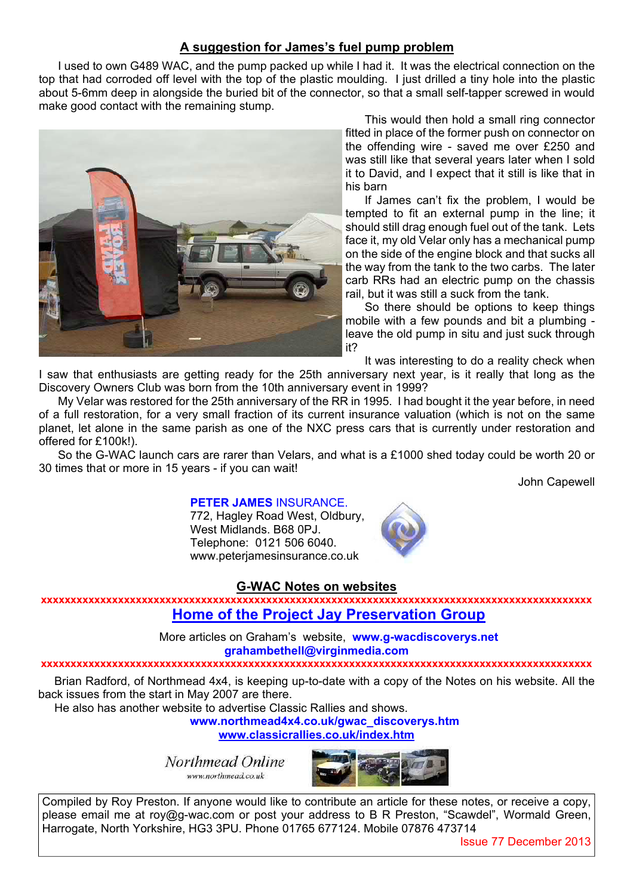## A suggestion for James's fuel pump problem

I used to own G489 WAC, and the pump packed up while I had it. It was the electrical connection on the top that had corroded off level with the top of the plastic moulding. I just drilled a tiny hole into the plastic about 5-6mm deep in alongside the buried bit of the connector, so that a small self-tapper screwed in would make good contact with the remaining stump.

This would then hold a small ring connector fitted in place of the former push on connector on the offending wire - saved me over £250 and was still like that several years later when I sold it to David, and I expect that it still is like that in his barn

If James can't fix the problem, I would be tempted to fit an external pump in the line; it should still drag enough fuel out of the tank. Lets face it, my old Velar only has a mechanical pump on the side of the engine block and that sucks all the way from the tank to the two carbs. The later carb RRs had an electric pump on the chassis rail, but it was still a suck from the tank.

So there should be options to keep things mobile with a few pounds and bit a plumbing - leave the old pump in situ and just suck through it?

It was interesting to do a reality check when I saw that enthusiasts are getting ready for the 25th anniversary next year, is it really that long as the Discovery Owners Club was born from the 10th anniversary event in 1999?

My Velar was restored for the 25th anniversary of the RR in 1995. I had bought it the year before, in need of a full restoration, for a very small fraction of its current insurance valuation (which is not on the same planet, let alone in the same parish as one of the NXC press cars that is currently under restoration and offered for £100k!).

So the G-WAC launch cars are rarer than Velars, and what is a £1000 shed today could be worth 20 or 30 times that or more in 15 years - if you can wait!

John Capewell

**PETER JAMES** INSURANCE.
772, Hagley Road West, Oldbury,
West Midlands. B68 0PJ.
Telephone: 0121 506 6040.
www.peterjamesinsurance.co.uk

## G-WAC Notes on websites

xxxxxxxxxxxxxxxxxxxxxxxxxxxxxxxxxxxxxxxxxxxxxxxxxxxxxxxxxxxxxxxxxxxxxxxxxxxxxxxxxxxxxx

**Home of the Project Jay Preservation Group**

More articles on Graham's website, **www.g-wacdiscoverys.net**
**grahambethell@virginmedia.com**

xxxxxxxxxxxxxxxxxxxxxxxxxxxxxxxxxxxxxxxxxxxxxxxxxxxxxxxxxxxxxxxxxxxxxxxxxxxxxxxxxxxxxx

Brian Radford, of Northmead 4x4, is keeping up-to-date with a copy of the Notes on his website. All the back issues from the start in May 2007 are there.

He also has another website to advertise Classic Rallies and shows.

**www.northmead4x4.co.uk/gwac_discoverys.htm**
**www.classicrallies.co.uk/index.htm**

Northmead Online
www.northmead.co.uk

Compiled by Roy Preston. If anyone would like to contribute an article for these notes, or receive a copy, please email me at roy@g-wac.com or post your address to B R Preston, "Scawdel", Wormald Green, Harrogate, North Yorkshire, HG3 3PU. Phone 01765 677124. Mobile 07876 473714

Issue 77 December 2013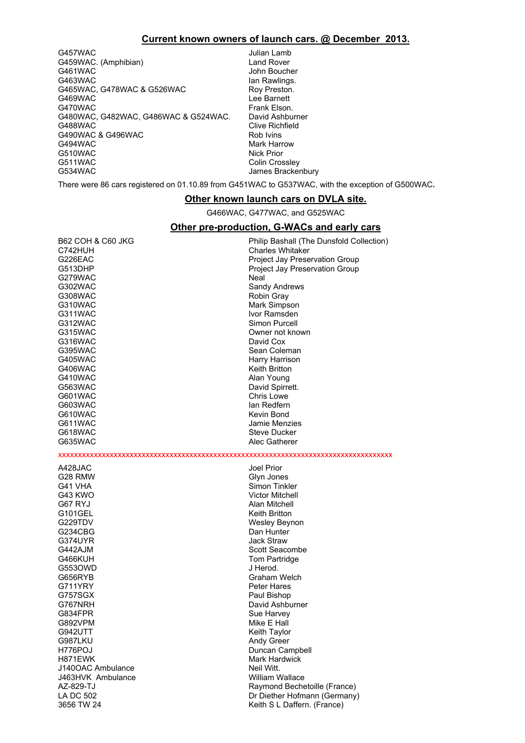## Current known owners of launch cars. @ December 2013.

| | |
|---|---|
| G457WAC | Julian Lamb |
| G459WAC. (Amphibian) | Land Rover |
| G461WAC | John Boucher |
| G463WAC | Ian Rawlings. |
| G465WAC, G478WAC & G526WAC | Roy Preston. |
| G469WAC | Lee Barnett |
| G470WAC | Frank Elson. |
| G480WAC, G482WAC, G486WAC & G524WAC. | David Ashburner |
| G488WAC | Clive Richfield |
| G490WAC & G496WAC | Rob Ivins |
| G494WAC | Mark Harrow |
| G510WAC | Nick Prior |
| G511WAC | Colin Crossley |
| G534WAC | James Brackenbury |

There were 86 cars registered on 01.10.89 from G451WAC to G537WAC, with the exception of G500WAC.

## Other known launch cars on DVLA site.

G466WAC, G477WAC, and G525WAC

## Other pre-production, G-WACs and early cars

| | |
|---|---|
| B62 COH & C60 JKG | Philip Bashall (The Dunsfold Collection) |
| C742HUH | Charles Whitaker |
| G226EAC | Project Jay Preservation Group |
| G513DHP | Project Jay Preservation Group |
| G279WAC | Neal |
| G302WAC | Sandy Andrews |
| G308WAC | Robin Gray |
| G310WAC | Mark Simpson |
| G311WAC | Ivor Ramsden |
| G312WAC | Simon Purcell |
| G315WAC | Owner not known |
| G316WAC | David Cox |
| G395WAC | Sean Coleman |
| G405WAC | Harry Harrison |
| G406WAC | Keith Britton |
| G410WAC | Alan Young |
| G563WAC | David Spirrett. |
| G601WAC | Chris Lowe |
| G603WAC | Ian Redfern |
| G610WAC | Kevin Bond |
| G611WAC | Jamie Menzies |
| G618WAC | Steve Ducker |
| G635WAC | Alec Gatherer |

xxxxxxxxxxxxxxxxxxxxxxxxxxxxxxxxxxxxxxxxxxxxxxxxxxxxxxxxxxxxxxxxxxxxxxxxxxxxxxxxxxx

| | |
|---|---|
| A428JAC | Joel Prior |
| G28 RMW | Glyn Jones |
| G41 VHA | Simon Tinkler |
| G43 KWO | Victor Mitchell |
| G67 RYJ | Alan Mitchell |
| G101GEL | Keith Britton |
| G229TDV | Wesley Beynon |
| G234CBG | Dan Hunter |
| G374UYR | Jack Straw |
| G442AJM | Scott Seacombe |
| G466KUH | Tom Partridge |
| G553OWD | J Herod. |
| G656RYB | Graham Welch |
| G711YRY | Peter Hares |
| G757SGX | Paul Bishop |
| G767NRH | David Ashburner |
| G834FPR | Sue Harvey |
| G892VPM | Mike E Hall |
| G942UTT | Keith Taylor |
| G987LKU | Andy Greer |
| H776POJ | Duncan Campbell |
| H871EWK | Mark Hardwick |
| J140OAC Ambulance | Neil Witt. |
| J463HVK Ambulance | William Wallace |
| AZ-829-TJ | Raymond Bechetoille (France) |
| LA DC 502 | Dr Diether Hofmann (Germany) |
| 3656 TW 24 | Keith S L Daffern. (France) |